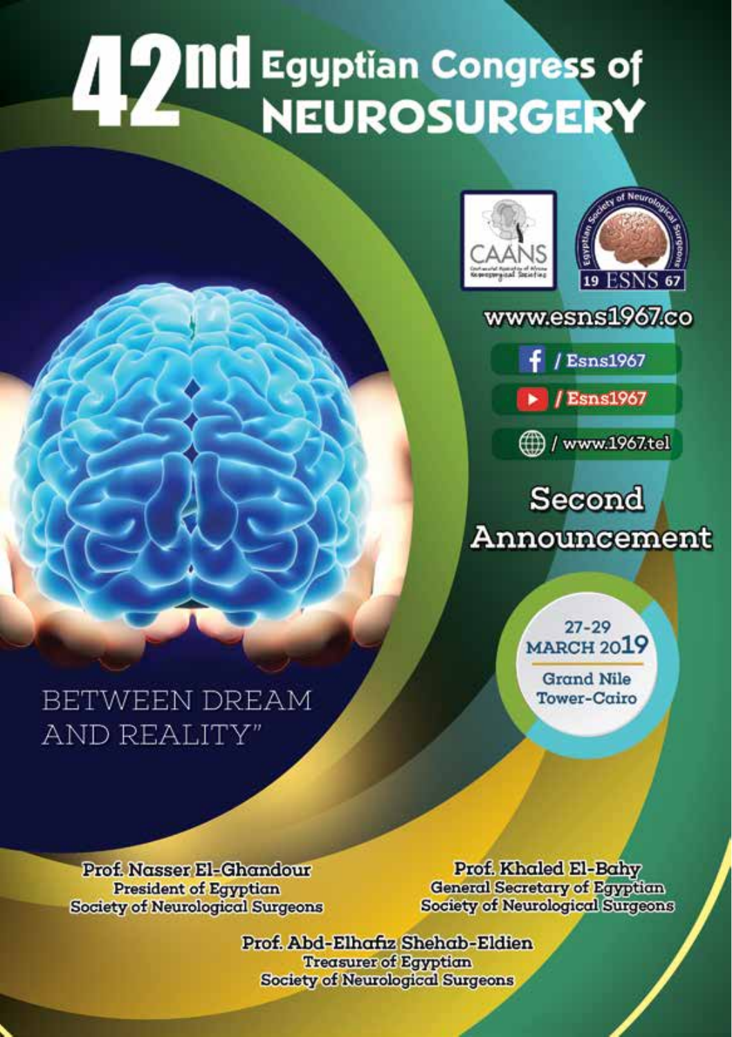# 42nd Egyptian Congress of NEUROSURGERY

CAANS

19 ESNS 67

www.esns1967.co

/ Esns1967

/ Esns1967

/ www.1967.tel

## Second Announcement

27-29 MARCH 2019

Grand Nile Tower-Cairo

BETWEEN DREAM AND REALITY"

**Prof. Nasser El-Ghandour**
President of Egyptian Society of Neurological Surgeons

**Prof. Khaled El-Bahy**
General Secretary of Egyptian Society of Neurological Surgeons

**Prof. Abd-Elhafiz Shehab-Eldien**
Treasurer of Egyptian Society of Neurological Surgeons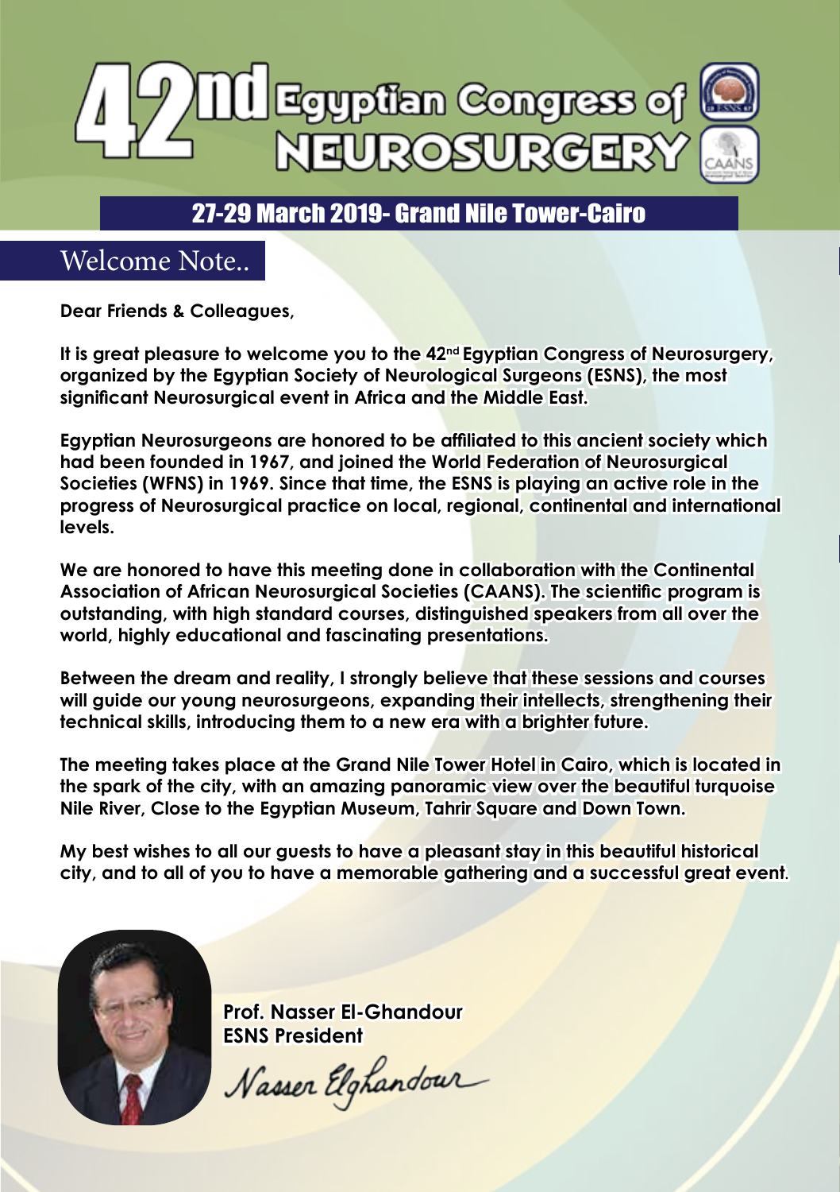# 42nd Egyptian Congress of NEUROSURGERY

27-29 March 2019- Grand Nile Tower-Cairo

## Welcome Note..

**Dear Friends & Colleagues,**

**It is great pleasure to welcome you to the 42nd Egyptian Congress of Neurosurgery, organized by the Egyptian Society of Neurological Surgeons (ESNS), the most significant Neurosurgical event in Africa and the Middle East.**

**Egyptian Neurosurgeons are honored to be affiliated to this ancient society which had been founded in 1967, and joined the World Federation of Neurosurgical Societies (WFNS) in 1969. Since that time, the ESNS is playing an active role in the progress of Neurosurgical practice on local, regional, continental and international levels.**

**We are honored to have this meeting done in collaboration with the Continental Association of African Neurosurgical Societies (CAANS). The scientific program is outstanding, with high standard courses, distinguished speakers from all over the world, highly educational and fascinating presentations.**

**Between the dream and reality, I strongly believe that these sessions and courses will guide our young neurosurgeons, expanding their intellects, strengthening their technical skills, introducing them to a new era with a brighter future.**

**The meeting takes place at the Grand Nile Tower Hotel in Cairo, which is located in the spark of the city, with an amazing panoramic view over the beautiful turquoise Nile River, Close to the Egyptian Museum, Tahrir Square and Down Town.**

**My best wishes to all our guests to have a pleasant stay in this beautiful historical city, and to all of you to have a memorable gathering and a successful great event.**

**Prof. Nasser El-Ghandour**
**ESNS President**

*Nasser Elghandour*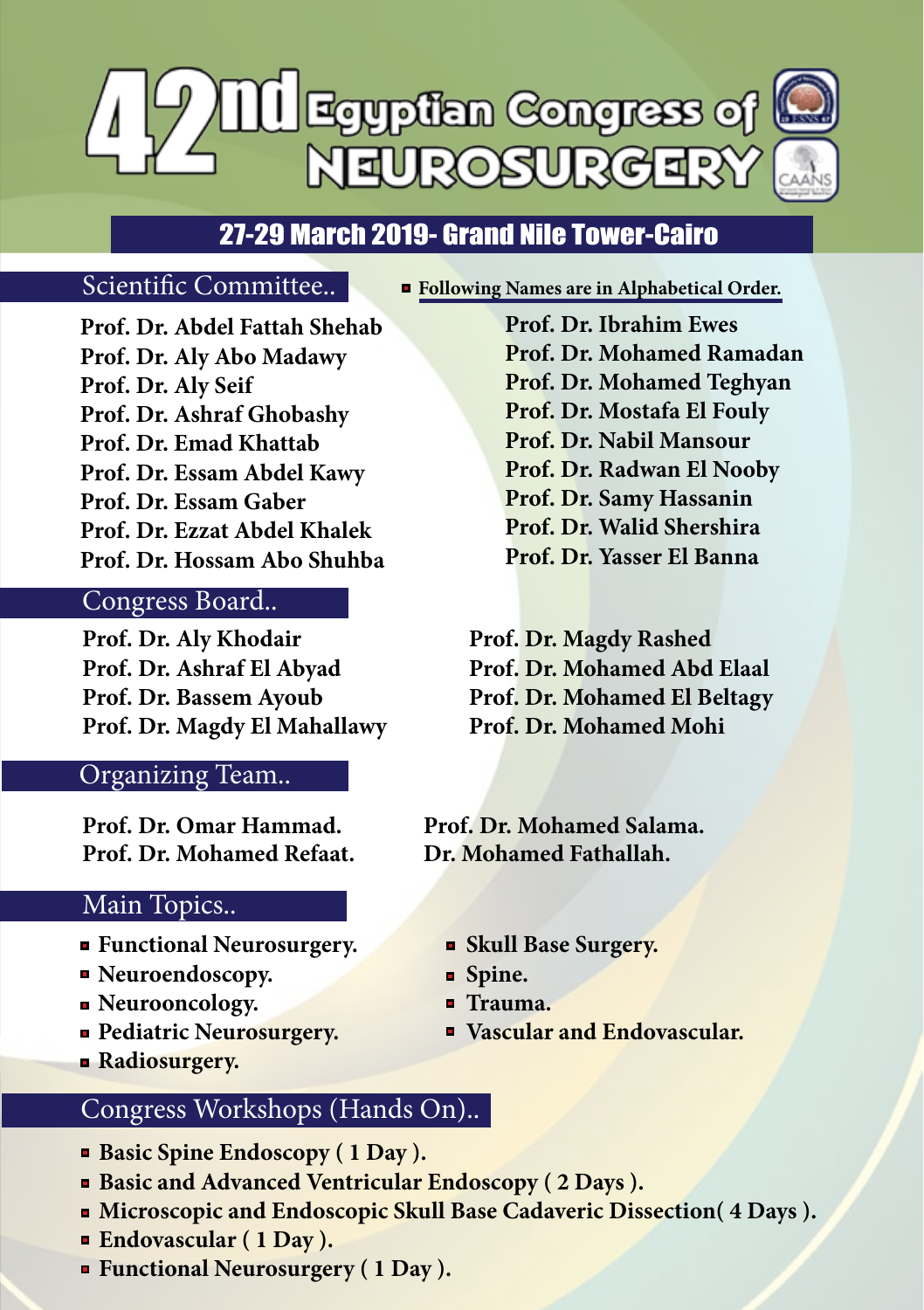# 42nd Egyptian Congress of NEUROSURGERY

## 27-29 March 2019- Grand Nile Tower-Cairo

## Scientific Committee..

- **Following Names are in Alphabetical Order.**

**Prof. Dr. Abdel Fattah Shehab**
**Prof. Dr. Aly Abo Madawy**
**Prof. Dr. Aly Seif**
**Prof. Dr. Ashraf Ghobashy**
**Prof. Dr. Emad Khattab**
**Prof. Dr. Essam Abdel Kawy**
**Prof. Dr. Essam Gaber**
**Prof. Dr. Ezzat Abdel Khalek**
**Prof. Dr. Hossam Abo Shuhba**
**Prof. Dr. Ibrahim Ewes**
**Prof. Dr. Mohamed Ramadan**
**Prof. Dr. Mohamed Teghyan**
**Prof. Dr. Mostafa El Fouly**
**Prof. Dr. Nabil Mansour**
**Prof. Dr. Radwan El Nooby**
**Prof. Dr. Samy Hassanin**
**Prof. Dr. Walid Shershira**
**Prof. Dr. Yasser El Banna**

## Congress Board..

**Prof. Dr. Aly Khodair**
**Prof. Dr. Ashraf El Abyad**
**Prof. Dr. Bassem Ayoub**
**Prof. Dr. Magdy El Mahallawy**
**Prof. Dr. Magdy Rashed**
**Prof. Dr. Mohamed Abd Elaal**
**Prof. Dr. Mohamed El Beltagy**
**Prof. Dr. Mohamed Mohi**

## Organizing Team..

**Prof. Dr. Omar Hammad.**
**Prof. Dr. Mohamed Refaat.**
**Prof. Dr. Mohamed Salama.**
**Dr. Mohamed Fathallah.**

## Main Topics..

- **Functional Neurosurgery.**
- **Neuroendoscopy.**
- **Neurooncology.**
- **Pediatric Neurosurgery.**
- **Radiosurgery.**
- **Skull Base Surgery.**
- **Spine.**
- **Trauma.**
- **Vascular and Endovascular.**

## Congress Workshops (Hands On)..

- **Basic Spine Endoscopy ( 1 Day ).**
- **Basic and Advanced Ventricular Endoscopy ( 2 Days ).**
- **Microscopic and Endoscopic Skull Base Cadaveric Dissection( 4 Days ).**
- **Endovascular ( 1 Day ).**
- **Functional Neurosurgery ( 1 Day ).**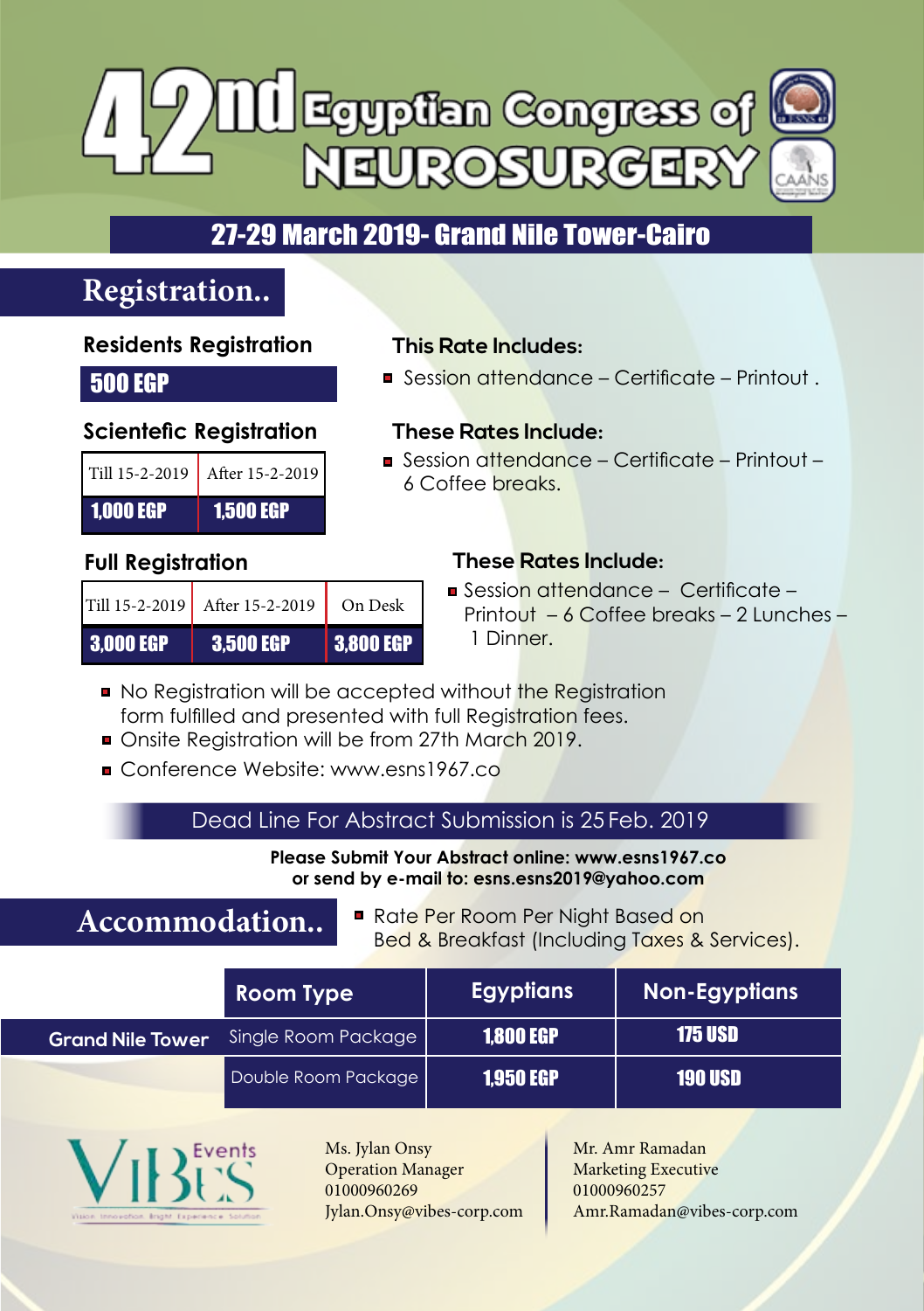# 42nd Egyptian Congress of NEUROSURGERY

## 27-29 March 2019- Grand Nile Tower-Cairo

## Registration..

### Residents Registration

**500 EGP**

**This Rate Includes:**

- Session attendance – Certificate – Printout .

### Scientefic Registration

| Till 15-2-2019 | After 15-2-2019 |
|---|---|
| 1,000 EGP | 1,500 EGP |

**These Rates Include:**

- Session attendance – Certificate – Printout – 6 Coffee breaks.

### Full Registration

| Till 15-2-2019 | After 15-2-2019 | On Desk |
|---|---|---|
| 3,000 EGP | 3,500 EGP | 3,800 EGP |

**These Rates Include:**

- Session attendance – Certificate – Printout – 6 Coffee breaks – 2 Lunches – 1 Dinner.

- No Registration will be accepted without the Registration form fulfilled and presented with full Registration fees.
- Onsite Registration will be from 27th March 2019.
- Conference Website: www.esns1967.co

**Dead Line For Abstract Submission is 25 Feb. 2019**

**Please Submit Your Abstract online: www.esns1967.co**
**or send by e-mail to: esns.esns2019@yahoo.com**

## Accommodation..

- Rate Per Room Per Night Based on Bed & Breakfast (Including Taxes & Services).

| | Room Type | Egyptians | Non-Egyptians |
|---|---|---|---|
| Grand Nile Tower | Single Room Package | 1,800 EGP | 175 USD |
| | Double Room Package | 1,950 EGP | 190 USD |

VIBES Events
Vision Innovation Bright Experience Solution

Ms. Jylan Onsy
Operation Manager
01000960269
Jylan.Onsy@vibes-corp.com

Mr. Amr Ramadan
Marketing Executive
01000960257
Amr.Ramadan@vibes-corp.com